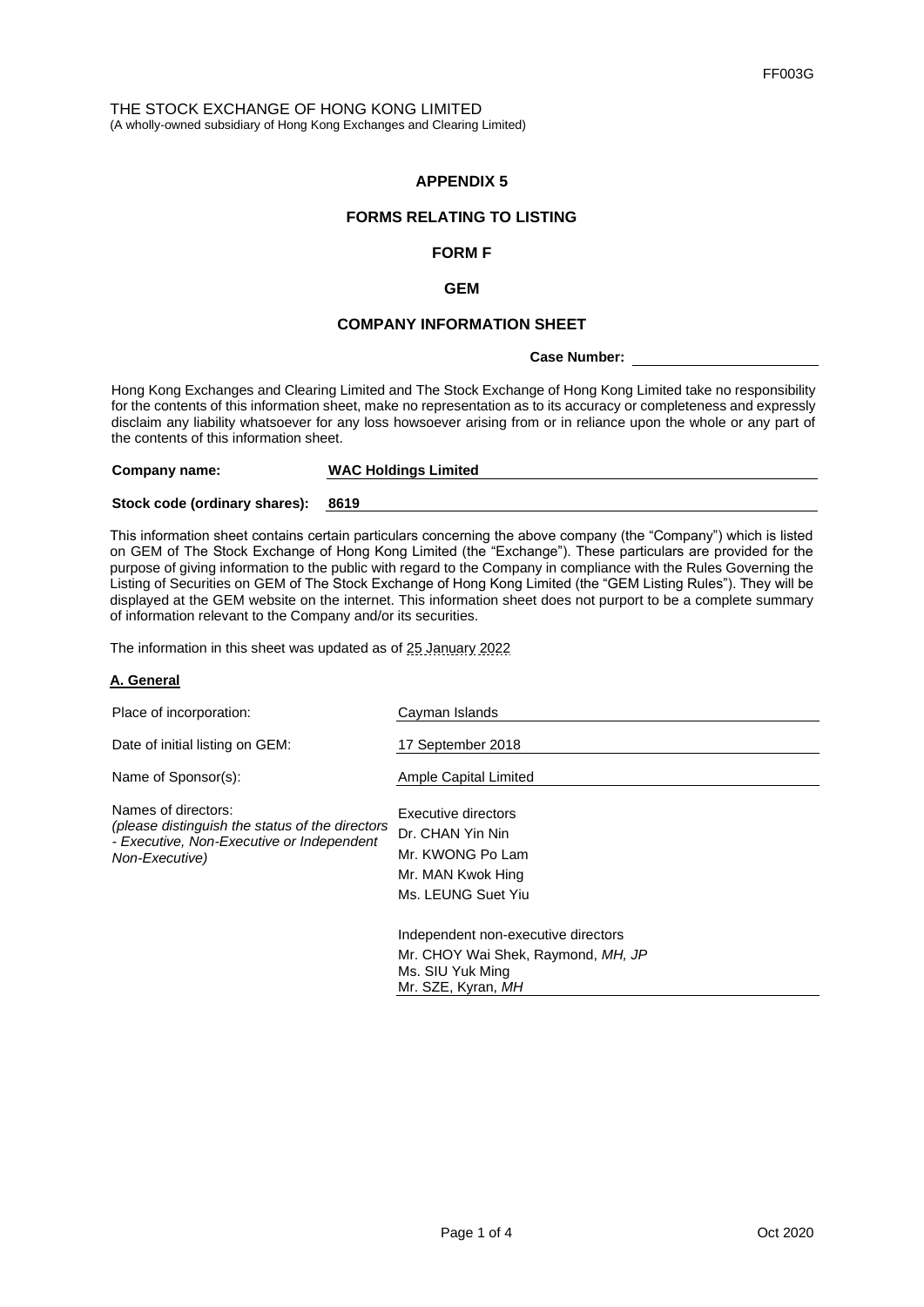FF003G

THE STOCK EXCHANGE OF HONG KONG LIMITED
(A wholly-owned subsidiary of Hong Kong Exchanges and Clearing Limited)

**APPENDIX 5**

**FORMS RELATING TO LISTING**

**FORM F**

**GEM**

**COMPANY INFORMATION SHEET**

**Case Number:** \_\_\_\_\_\_\_\_\_\_\_\_\_\_\_\_

Hong Kong Exchanges and Clearing Limited and The Stock Exchange of Hong Kong Limited take no responsibility for the contents of this information sheet, make no representation as to its accuracy or completeness and expressly disclaim any liability whatsoever for any loss howsoever arising from or in reliance upon the whole or any part of the contents of this information sheet.

**Company name:** **WAC Holdings Limited**

**Stock code (ordinary shares):** **8619**

This information sheet contains certain particulars concerning the above company (the "Company") which is listed on GEM of The Stock Exchange of Hong Kong Limited (the "Exchange"). These particulars are provided for the purpose of giving information to the public with regard to the Company in compliance with the Rules Governing the Listing of Securities on GEM of The Stock Exchange of Hong Kong Limited (the "GEM Listing Rules"). They will be displayed at the GEM website on the internet. This information sheet does not purport to be a complete summary of information relevant to the Company and/or its securities.

The information in this sheet was updated as of 25 January 2022

**A. General**

| | |
|---|---|
| Place of incorporation: | Cayman Islands |
| Date of initial listing on GEM: | 17 September 2018 |
| Name of Sponsor(s): | Ample Capital Limited |
| Names of directors:<br>*(please distinguish the status of the directors - Executive, Non-Executive or Independent Non-Executive)* | Executive directors<br>Dr. CHAN Yin Nin<br>Mr. KWONG Po Lam<br>Mr. MAN Kwok Hing<br>Ms. LEUNG Suet Yiu<br><br>Independent non-executive directors<br>Mr. CHOY Wai Shek, Raymond, *MH, JP*<br>Ms. SIU Yuk Ming<br>Mr. SZE, Kyran, *MH* |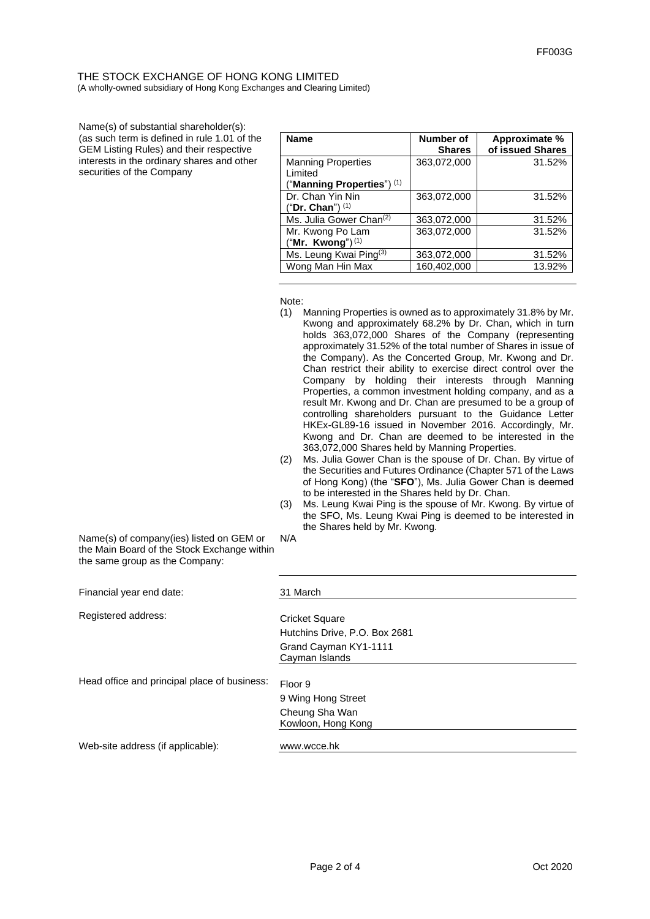FF003G

THE STOCK EXCHANGE OF HONG KONG LIMITED
(A wholly-owned subsidiary of Hong Kong Exchanges and Clearing Limited)

Name(s) of substantial shareholder(s): (as such term is defined in rule 1.01 of the GEM Listing Rules) and their respective interests in the ordinary shares and other securities of the Company

| Name | Number of Shares | Approximate % of issued Shares |
|---|---|---|
| Manning Properties Limited ("**Manning Properties**") (1) | 363,072,000 | 31.52% |
| Dr. Chan Yin Nin ("**Dr. Chan**") (1) | 363,072,000 | 31.52% |
| Ms. Julia Gower Chan(2) | 363,072,000 | 31.52% |
| Mr. Kwong Po Lam ("**Mr. Kwong**") (1) | 363,072,000 | 31.52% |
| Ms. Leung Kwai Ping(3) | 363,072,000 | 31.52% |
| Wong Man Hin Max | 160,402,000 | 13.92% |

Note:

(1) Manning Properties is owned as to approximately 31.8% by Mr. Kwong and approximately 68.2% by Dr. Chan, which in turn holds 363,072,000 Shares of the Company (representing approximately 31.52% of the total number of Shares in issue of the Company). As the Concerted Group, Mr. Kwong and Dr. Chan restrict their ability to exercise direct control over the Company by holding their interests through Manning Properties, a common investment holding company, and as a result Mr. Kwong and Dr. Chan are presumed to be a group of controlling shareholders pursuant to the Guidance Letter HKEx-GL89-16 issued in November 2016. Accordingly, Mr. Kwong and Dr. Chan are deemed to be interested in the 363,072,000 Shares held by Manning Properties.

(2) Ms. Julia Gower Chan is the spouse of Dr. Chan. By virtue of the Securities and Futures Ordinance (Chapter 571 of the Laws of Hong Kong) (the "**SFO**"), Ms. Julia Gower Chan is deemed to be interested in the Shares held by Dr. Chan.

(3) Ms. Leung Kwai Ping is the spouse of Mr. Kwong. By virtue of the SFO, Ms. Leung Kwai Ping is deemed to be interested in the Shares held by Mr. Kwong.

Name(s) of company(ies) listed on GEM or the Main Board of the Stock Exchange within the same group as the Company: N/A

Financial year end date: 31 March

Registered address:
Cricket Square
Hutchins Drive, P.O. Box 2681
Grand Cayman KY1-1111
Cayman Islands

Head office and principal place of business:
Floor 9
9 Wing Hong Street
Cheung Sha Wan
Kowloon, Hong Kong

Web-site address (if applicable): www.wcce.hk

Oct 2020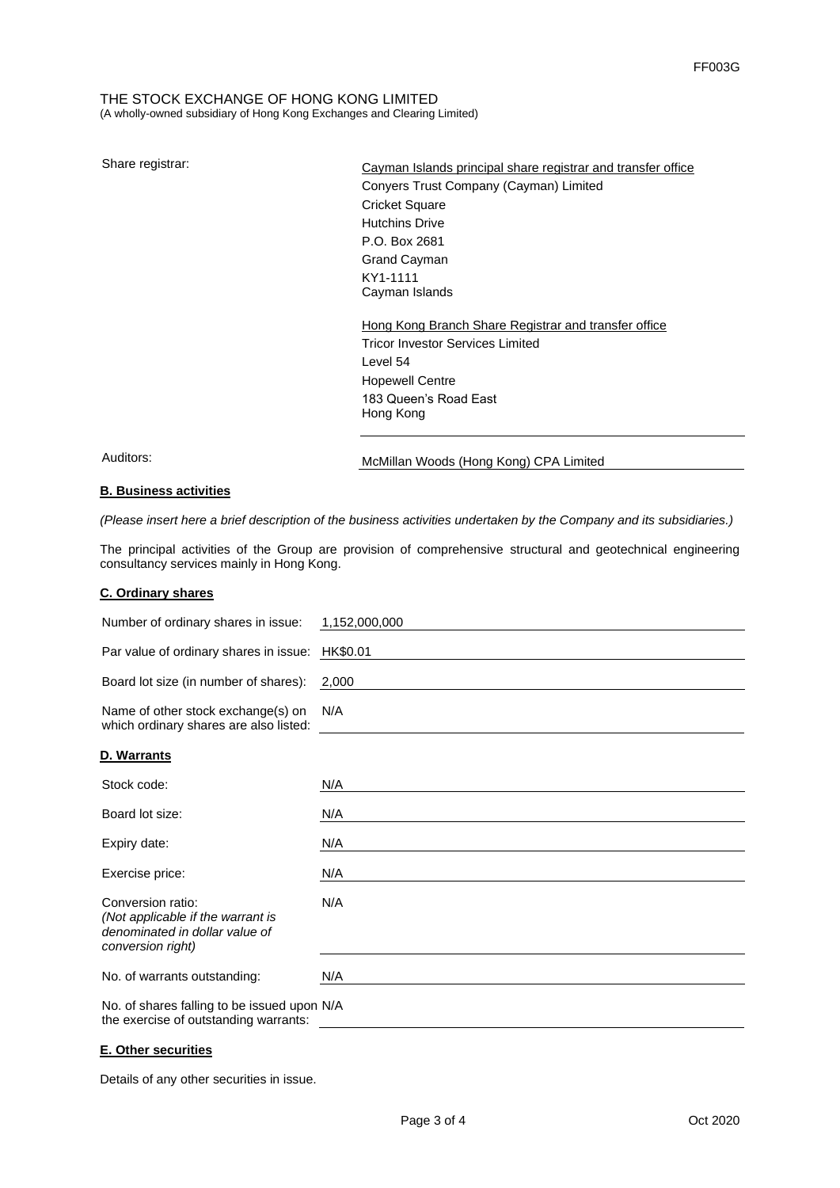THE STOCK EXCHANGE OF HONG KONG LIMITED
(A wholly-owned subsidiary of Hong Kong Exchanges and Clearing Limited)

| | |
|---|---|
| Share registrar: | Cayman Islands principal share registrar and transfer office<br>Conyers Trust Company (Cayman) Limited<br>Cricket Square<br>Hutchins Drive<br>P.O. Box 2681<br>Grand Cayman<br>KY1-1111<br>Cayman Islands<br><br>Hong Kong Branch Share Registrar and transfer office<br>Tricor Investor Services Limited<br>Level 54<br>Hopewell Centre<br>183 Queen's Road East<br>Hong Kong |
| Auditors: | McMillan Woods (Hong Kong) CPA Limited |

**B. Business activities**

*(Please insert here a brief description of the business activities undertaken by the Company and its subsidiaries.)*

The principal activities of the Group are provision of comprehensive structural and geotechnical engineering consultancy services mainly in Hong Kong.

**C. Ordinary shares**

| | |
|---|---|
| Number of ordinary shares in issue: | 1,152,000,000 |
| Par value of ordinary shares in issue: | HK$0.01 |
| Board lot size (in number of shares): | 2,000 |
| Name of other stock exchange(s) on which ordinary shares are also listed: | N/A |

**D. Warrants**

| | |
|---|---|
| Stock code: | N/A |
| Board lot size: | N/A |
| Expiry date: | N/A |
| Exercise price: | N/A |
| Conversion ratio: *(Not applicable if the warrant is denominated in dollar value of conversion right)* | N/A |
| No. of warrants outstanding: | N/A |
| No. of shares falling to be issued upon the exercise of outstanding warrants: | N/A |

**E. Other securities**

Details of any other securities in issue.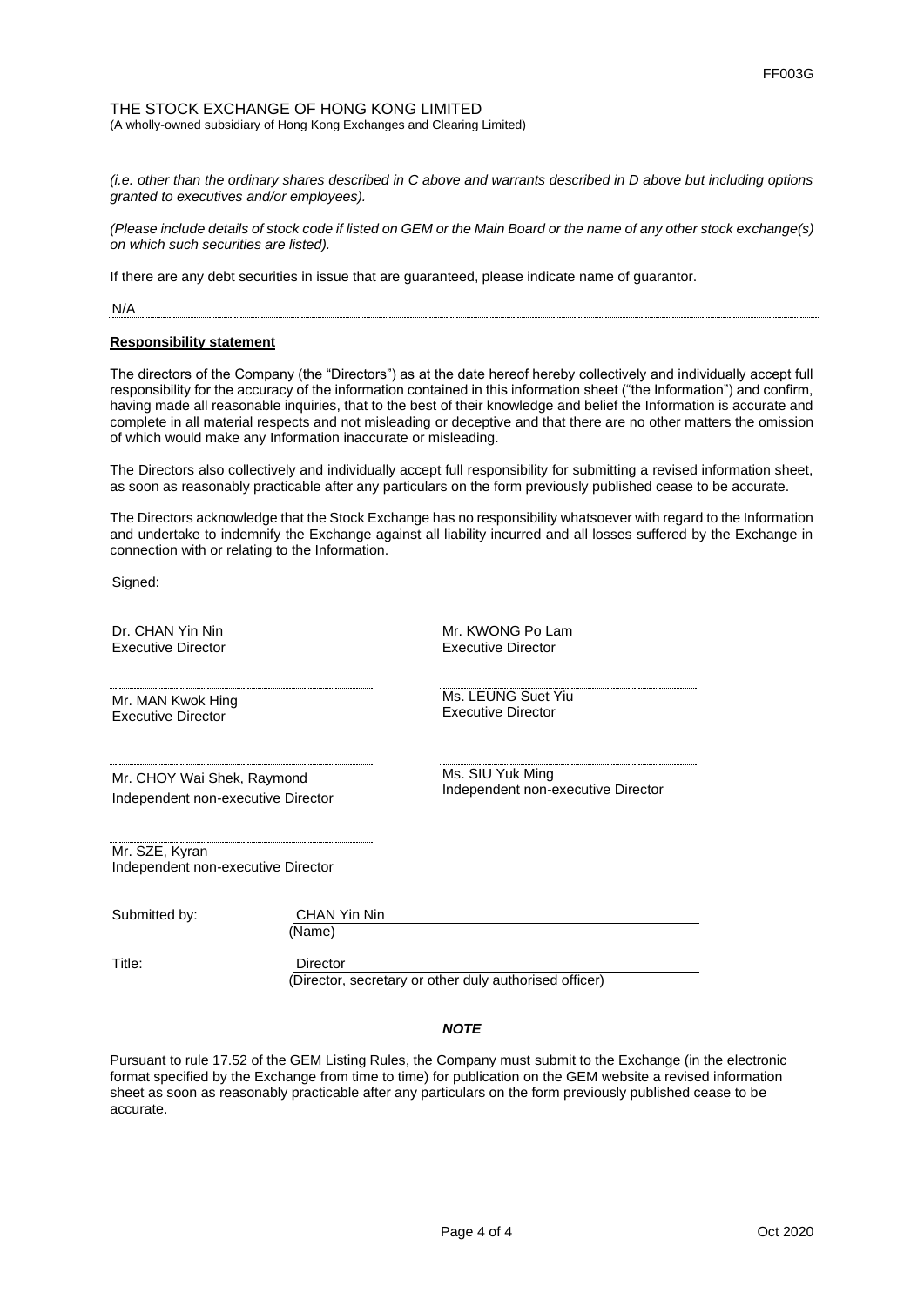THE STOCK EXCHANGE OF HONG KONG LIMITED
(A wholly-owned subsidiary of Hong Kong Exchanges and Clearing Limited)

*(i.e. other than the ordinary shares described in C above and warrants described in D above but including options granted to executives and/or employees).*

*(Please include details of stock code if listed on GEM or the Main Board or the name of any other stock exchange(s) on which such securities are listed).*

If there are any debt securities in issue that are guaranteed, please indicate name of guarantor.

N/A

**Responsibility statement**

The directors of the Company (the "Directors") as at the date hereof hereby collectively and individually accept full responsibility for the accuracy of the information contained in this information sheet ("the Information") and confirm, having made all reasonable inquiries, that to the best of their knowledge and belief the Information is accurate and complete in all material respects and not misleading or deceptive and that there are no other matters the omission of which would make any Information inaccurate or misleading.

The Directors also collectively and individually accept full responsibility for submitting a revised information sheet, as soon as reasonably practicable after any particulars on the form previously published cease to be accurate.

The Directors acknowledge that the Stock Exchange has no responsibility whatsoever with regard to the Information and undertake to indemnify the Exchange against all liability incurred and all losses suffered by the Exchange in connection with or relating to the Information.

Signed:

| | |
|---|---|
| Dr. CHAN Yin Nin<br>Executive Director | Mr. KWONG Po Lam<br>Executive Director |
| Mr. MAN Kwok Hing<br>Executive Director | Ms. LEUNG Suet Yiu<br>Executive Director |
| Mr. CHOY Wai Shek, Raymond<br>Independent non-executive Director | Ms. SIU Yuk Ming<br>Independent non-executive Director |
| Mr. SZE, Kyran<br>Independent non-executive Director | |

Submitted by: CHAN Yin Nin
(Name)

Title: Director
(Director, secretary or other duly authorised officer)

***NOTE***

Pursuant to rule 17.52 of the GEM Listing Rules, the Company must submit to the Exchange (in the electronic format specified by the Exchange from time to time) for publication on the GEM website a revised information sheet as soon as reasonably practicable after any particulars on the form previously published cease to be accurate.